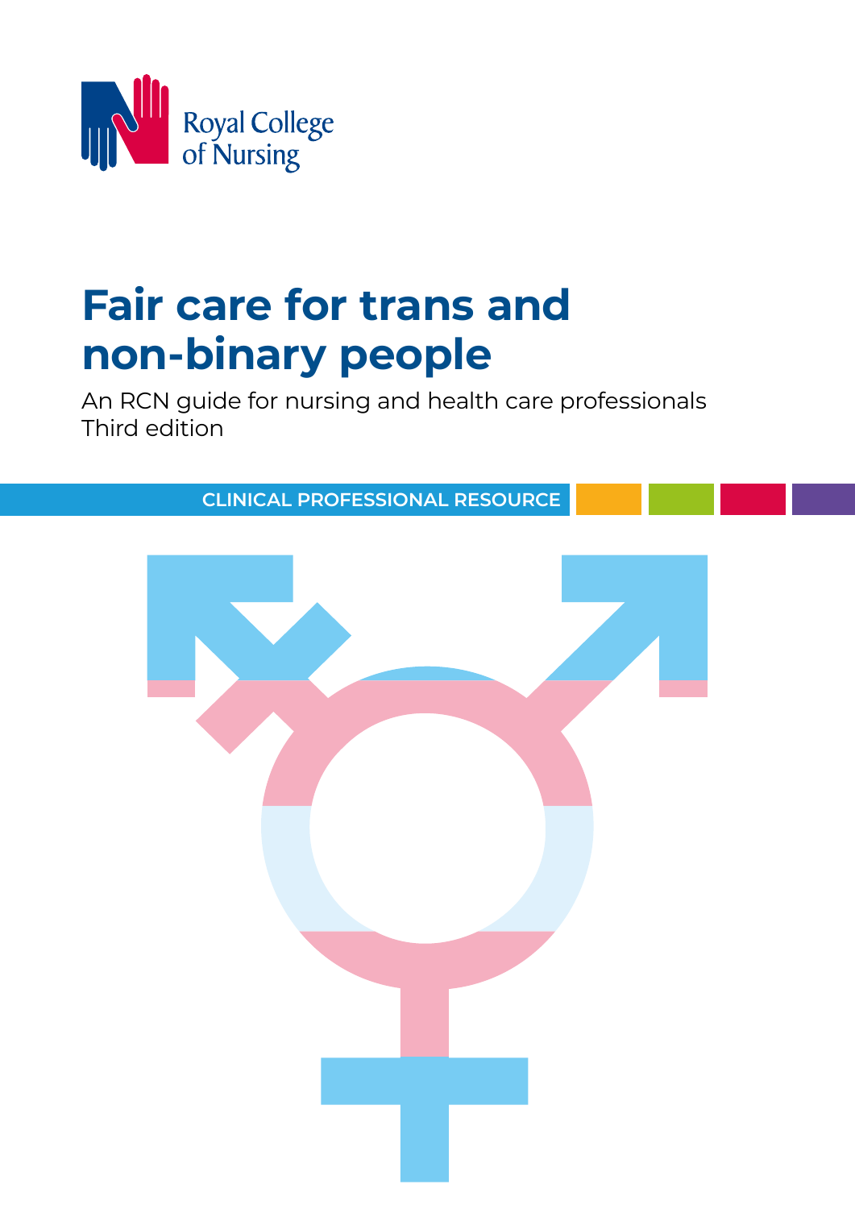Royal College of Nursing

# Fair care for trans and non-binary people

An RCN guide for nursing and health care professionals
Third edition

CLINICAL PROFESSIONAL RESOURCE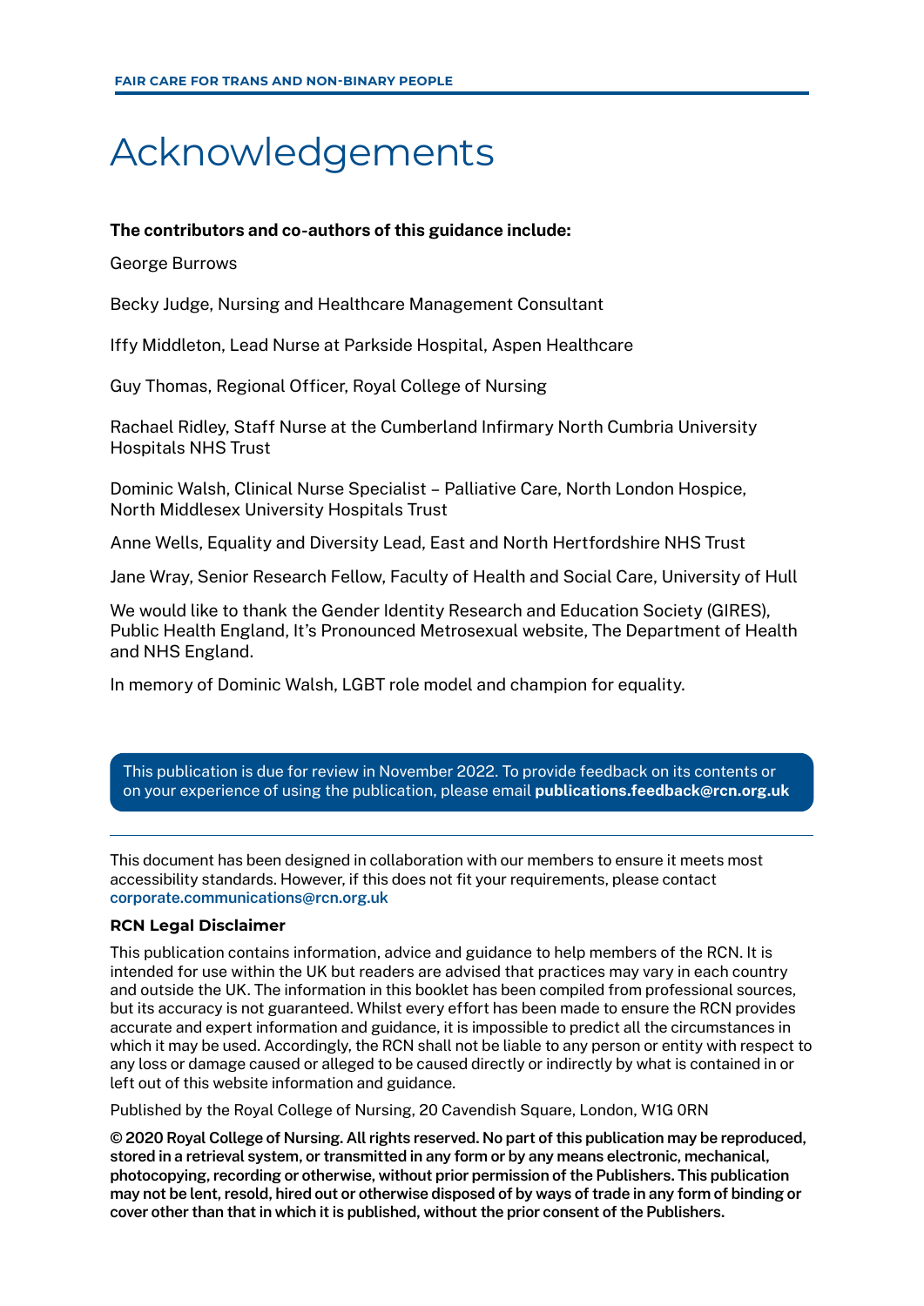# Acknowledgements

**The contributors and co-authors of this guidance include:**

George Burrows

Becky Judge, Nursing and Healthcare Management Consultant

Iffy Middleton, Lead Nurse at Parkside Hospital, Aspen Healthcare

Guy Thomas, Regional Officer, Royal College of Nursing

Rachael Ridley, Staff Nurse at the Cumberland Infirmary North Cumbria University Hospitals NHS Trust

Dominic Walsh, Clinical Nurse Specialist – Palliative Care, North London Hospice, North Middlesex University Hospitals Trust

Anne Wells, Equality and Diversity Lead, East and North Hertfordshire NHS Trust

Jane Wray, Senior Research Fellow, Faculty of Health and Social Care, University of Hull

We would like to thank the Gender Identity Research and Education Society (GIRES), Public Health England, It's Pronounced Metrosexual website, The Department of Health and NHS England.

In memory of Dominic Walsh, LGBT role model and champion for equality.

This publication is due for review in November 2022. To provide feedback on its contents or on your experience of using the publication, please email **publications.feedback@rcn.org.uk**

---

This document has been designed in collaboration with our members to ensure it meets most accessibility standards. However, if this does not fit your requirements, please contact **corporate.communications@rcn.org.uk**

**RCN Legal Disclaimer**

This publication contains information, advice and guidance to help members of the RCN. It is intended for use within the UK but readers are advised that practices may vary in each country and outside the UK. The information in this booklet has been compiled from professional sources, but its accuracy is not guaranteed. Whilst every effort has been made to ensure the RCN provides accurate and expert information and guidance, it is impossible to predict all the circumstances in which it may be used. Accordingly, the RCN shall not be liable to any person or entity with respect to any loss or damage caused or alleged to be caused directly or indirectly by what is contained in or left out of this website information and guidance.

Published by the Royal College of Nursing, 20 Cavendish Square, London, W1G 0RN

**© 2020 Royal College of Nursing. All rights reserved. No part of this publication may be reproduced, stored in a retrieval system, or transmitted in any form or by any means electronic, mechanical, photocopying, recording or otherwise, without prior permission of the Publishers. This publication may not be lent, resold, hired out or otherwise disposed of by ways of trade in any form of binding or cover other than that in which it is published, without the prior consent of the Publishers.**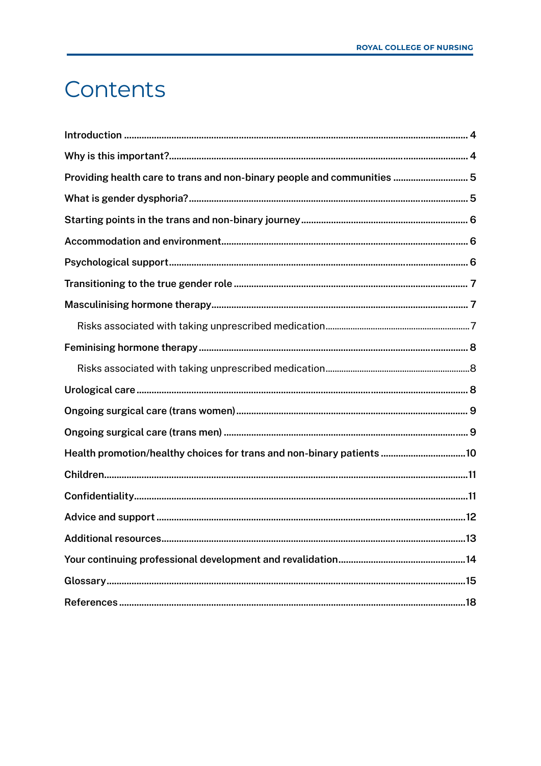# Contents

Introduction .......... 4

Why is this important? .......... 4

Providing health care to trans and non-binary people and communities .......... 5

What is gender dysphoria? .......... 5

Starting points in the trans and non-binary journey .......... 6

Accommodation and environment .......... 6

Psychological support .......... 6

Transitioning to the true gender role .......... 7

Masculinising hormone therapy .......... 7

- Risks associated with taking unprescribed medication .......... 7

Feminising hormone therapy .......... 8

- Risks associated with taking unprescribed medication .......... 8

Urological care .......... 8

Ongoing surgical care (trans women) .......... 9

Ongoing surgical care (trans men) .......... 9

Health promotion/healthy choices for trans and non-binary patients .......... 10

Children .......... 11

Confidentiality .......... 11

Advice and support .......... 12

Additional resources .......... 13

Your continuing professional development and revalidation .......... 14

Glossary .......... 15

References .......... 18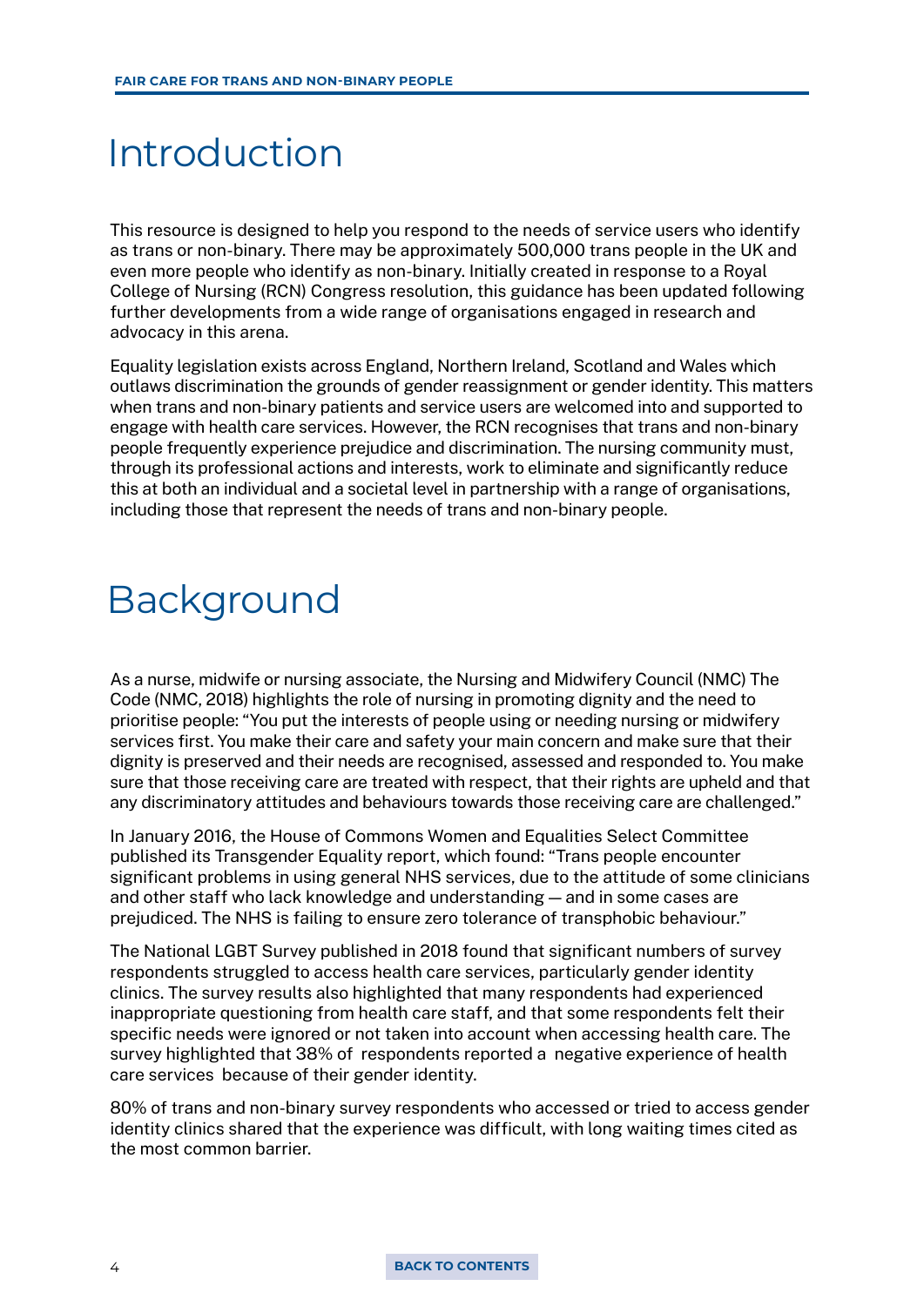# Introduction

This resource is designed to help you respond to the needs of service users who identify as trans or non-binary. There may be approximately 500,000 trans people in the UK and even more people who identify as non-binary. Initially created in response to a Royal College of Nursing (RCN) Congress resolution, this guidance has been updated following further developments from a wide range of organisations engaged in research and advocacy in this arena.

Equality legislation exists across England, Northern Ireland, Scotland and Wales which outlaws discrimination the grounds of gender reassignment or gender identity. This matters when trans and non-binary patients and service users are welcomed into and supported to engage with health care services. However, the RCN recognises that trans and non-binary people frequently experience prejudice and discrimination. The nursing community must, through its professional actions and interests, work to eliminate and significantly reduce this at both an individual and a societal level in partnership with a range of organisations, including those that represent the needs of trans and non-binary people.

# Background

As a nurse, midwife or nursing associate, the Nursing and Midwifery Council (NMC) The Code (NMC, 2018) highlights the role of nursing in promoting dignity and the need to prioritise people: "You put the interests of people using or needing nursing or midwifery services first. You make their care and safety your main concern and make sure that their dignity is preserved and their needs are recognised, assessed and responded to. You make sure that those receiving care are treated with respect, that their rights are upheld and that any discriminatory attitudes and behaviours towards those receiving care are challenged."

In January 2016, the House of Commons Women and Equalities Select Committee published its Transgender Equality report, which found: "Trans people encounter significant problems in using general NHS services, due to the attitude of some clinicians and other staff who lack knowledge and understanding — and in some cases are prejudiced. The NHS is failing to ensure zero tolerance of transphobic behaviour."

The National LGBT Survey published in 2018 found that significant numbers of survey respondents struggled to access health care services, particularly gender identity clinics. The survey results also highlighted that many respondents had experienced inappropriate questioning from health care staff, and that some respondents felt their specific needs were ignored or not taken into account when accessing health care. The survey highlighted that 38% of respondents reported a negative experience of health care services because of their gender identity.

80% of trans and non-binary survey respondents who accessed or tried to access gender identity clinics shared that the experience was difficult, with long waiting times cited as the most common barrier.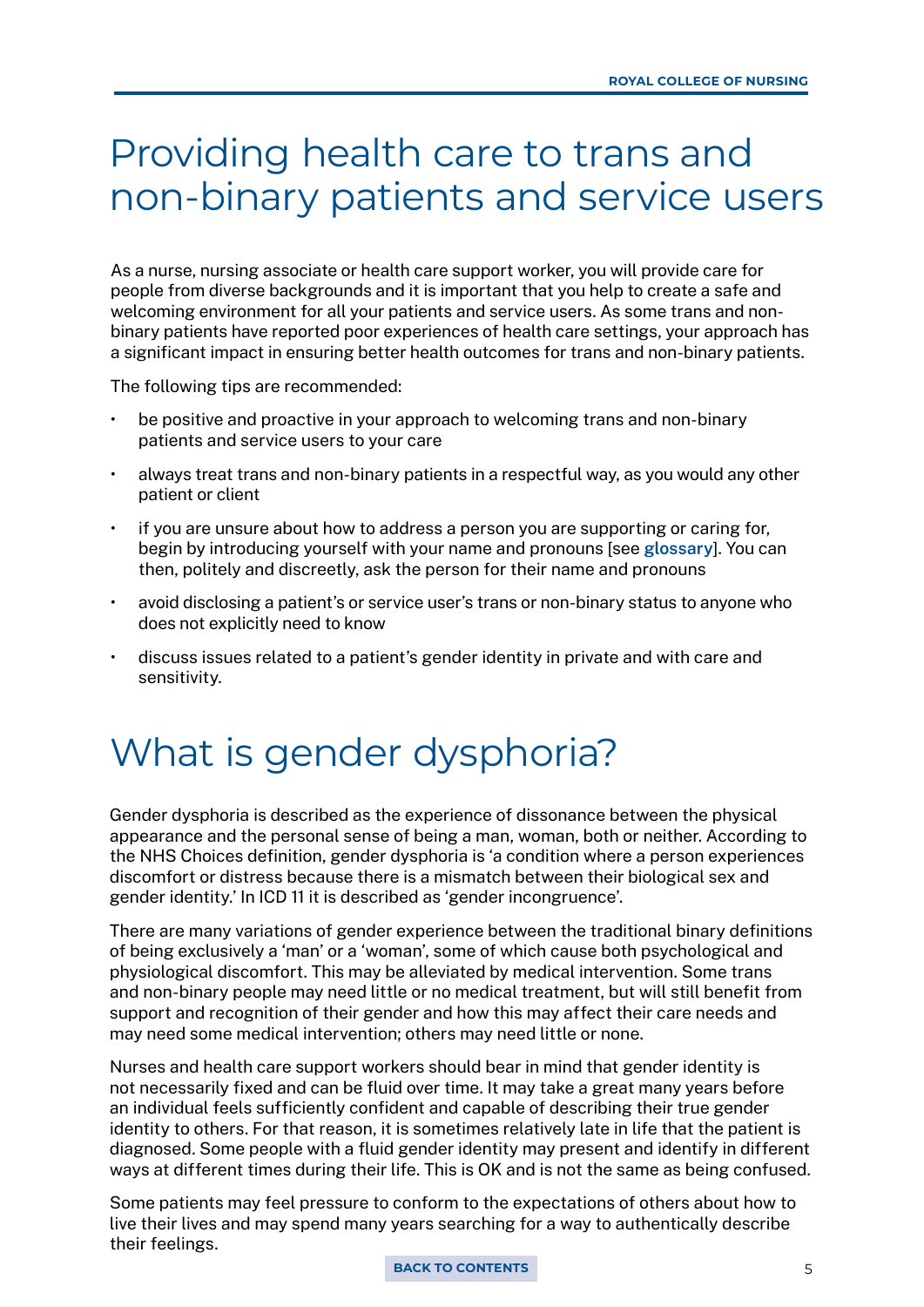# Providing health care to trans and non-binary patients and service users

As a nurse, nursing associate or health care support worker, you will provide care for people from diverse backgrounds and it is important that you help to create a safe and welcoming environment for all your patients and service users. As some trans and non-binary patients have reported poor experiences of health care settings, your approach has a significant impact in ensuring better health outcomes for trans and non-binary patients.

The following tips are recommended:

- be positive and proactive in your approach to welcoming trans and non-binary patients and service users to your care
- always treat trans and non-binary patients in a respectful way, as you would any other patient or client
- if you are unsure about how to address a person you are supporting or caring for, begin by introducing yourself with your name and pronouns [see **glossary**]. You can then, politely and discreetly, ask the person for their name and pronouns
- avoid disclosing a patient's or service user's trans or non-binary status to anyone who does not explicitly need to know
- discuss issues related to a patient's gender identity in private and with care and sensitivity.

# What is gender dysphoria?

Gender dysphoria is described as the experience of dissonance between the physical appearance and the personal sense of being a man, woman, both or neither. According to the NHS Choices definition, gender dysphoria is 'a condition where a person experiences discomfort or distress because there is a mismatch between their biological sex and gender identity.' In ICD 11 it is described as 'gender incongruence'.

There are many variations of gender experience between the traditional binary definitions of being exclusively a 'man' or a 'woman', some of which cause both psychological and physiological discomfort. This may be alleviated by medical intervention. Some trans and non-binary people may need little or no medical treatment, but will still benefit from support and recognition of their gender and how this may affect their care needs and may need some medical intervention; others may need little or none.

Nurses and health care support workers should bear in mind that gender identity is not necessarily fixed and can be fluid over time. It may take a great many years before an individual feels sufficiently confident and capable of describing their true gender identity to others. For that reason, it is sometimes relatively late in life that the patient is diagnosed. Some people with a fluid gender identity may present and identify in different ways at different times during their life. This is OK and is not the same as being confused.

Some patients may feel pressure to conform to the expectations of others about how to live their lives and may spend many years searching for a way to authentically describe their feelings.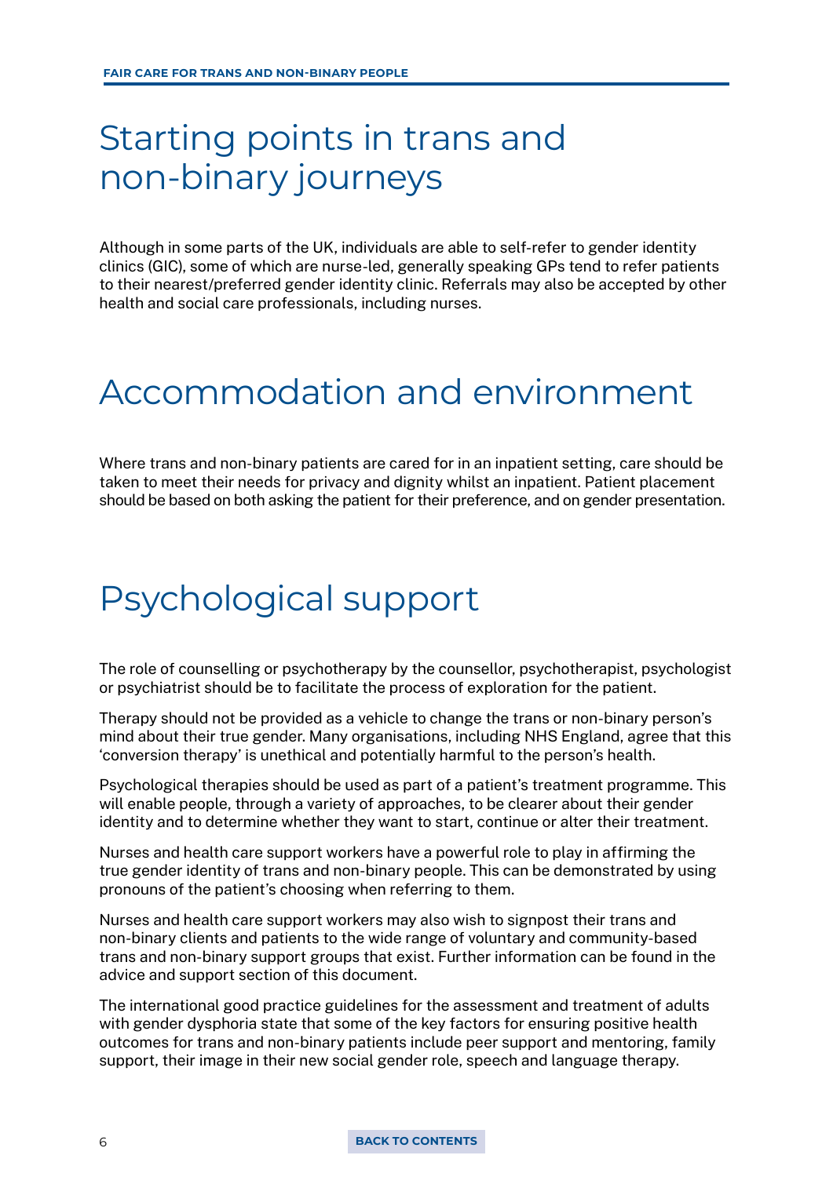# Starting points in trans and non-binary journeys

Although in some parts of the UK, individuals are able to self-refer to gender identity clinics (GIC), some of which are nurse-led, generally speaking GPs tend to refer patients to their nearest/preferred gender identity clinic. Referrals may also be accepted by other health and social care professionals, including nurses.

# Accommodation and environment

Where trans and non-binary patients are cared for in an inpatient setting, care should be taken to meet their needs for privacy and dignity whilst an inpatient. Patient placement should be based on both asking the patient for their preference, and on gender presentation.

# Psychological support

The role of counselling or psychotherapy by the counsellor, psychotherapist, psychologist or psychiatrist should be to facilitate the process of exploration for the patient.

Therapy should not be provided as a vehicle to change the trans or non-binary person's mind about their true gender. Many organisations, including NHS England, agree that this 'conversion therapy' is unethical and potentially harmful to the person's health.

Psychological therapies should be used as part of a patient's treatment programme. This will enable people, through a variety of approaches, to be clearer about their gender identity and to determine whether they want to start, continue or alter their treatment.

Nurses and health care support workers have a powerful role to play in affirming the true gender identity of trans and non-binary people. This can be demonstrated by using pronouns of the patient's choosing when referring to them.

Nurses and health care support workers may also wish to signpost their trans and non-binary clients and patients to the wide range of voluntary and community-based trans and non-binary support groups that exist. Further information can be found in the advice and support section of this document.

The international good practice guidelines for the assessment and treatment of adults with gender dysphoria state that some of the key factors for ensuring positive health outcomes for trans and non-binary patients include peer support and mentoring, family support, their image in their new social gender role, speech and language therapy.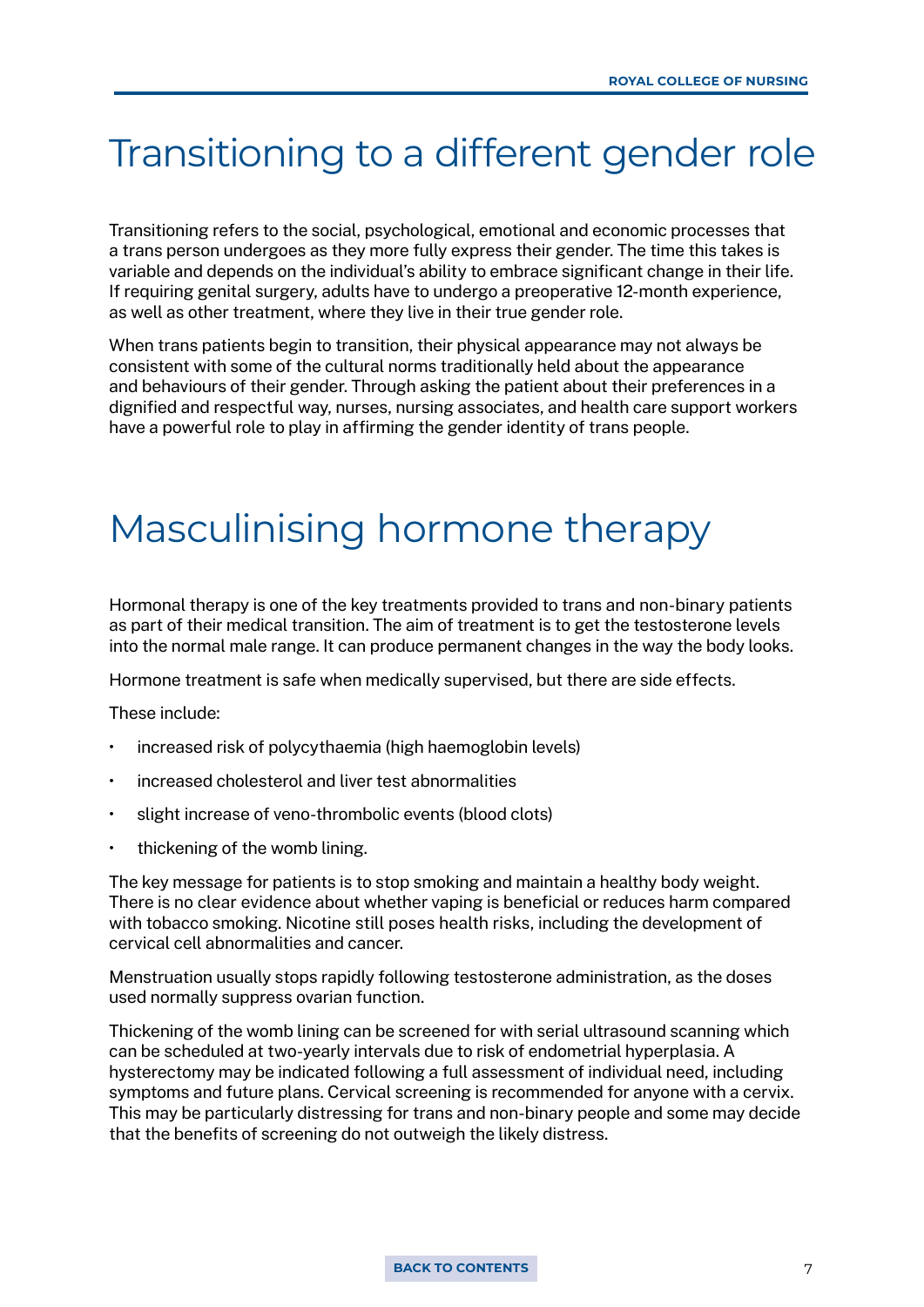# Transitioning to a different gender role

Transitioning refers to the social, psychological, emotional and economic processes that a trans person undergoes as they more fully express their gender. The time this takes is variable and depends on the individual's ability to embrace significant change in their life. If requiring genital surgery, adults have to undergo a preoperative 12-month experience, as well as other treatment, where they live in their true gender role.

When trans patients begin to transition, their physical appearance may not always be consistent with some of the cultural norms traditionally held about the appearance and behaviours of their gender. Through asking the patient about their preferences in a dignified and respectful way, nurses, nursing associates, and health care support workers have a powerful role to play in affirming the gender identity of trans people.

# Masculinising hormone therapy

Hormonal therapy is one of the key treatments provided to trans and non-binary patients as part of their medical transition. The aim of treatment is to get the testosterone levels into the normal male range. It can produce permanent changes in the way the body looks.

Hormone treatment is safe when medically supervised, but there are side effects.

These include:

- increased risk of polycythaemia (high haemoglobin levels)
- increased cholesterol and liver test abnormalities
- slight increase of veno-thrombolic events (blood clots)
- thickening of the womb lining.

The key message for patients is to stop smoking and maintain a healthy body weight. There is no clear evidence about whether vaping is beneficial or reduces harm compared with tobacco smoking. Nicotine still poses health risks, including the development of cervical cell abnormalities and cancer.

Menstruation usually stops rapidly following testosterone administration, as the doses used normally suppress ovarian function.

Thickening of the womb lining can be screened for with serial ultrasound scanning which can be scheduled at two-yearly intervals due to risk of endometrial hyperplasia. A hysterectomy may be indicated following a full assessment of individual need, including symptoms and future plans. Cervical screening is recommended for anyone with a cervix. This may be particularly distressing for trans and non-binary people and some may decide that the benefits of screening do not outweigh the likely distress.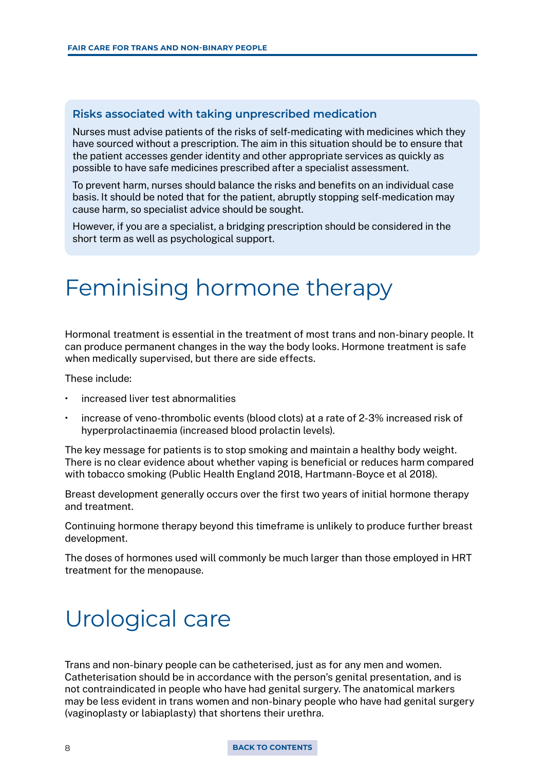### Risks associated with taking unprescribed medication

Nurses must advise patients of the risks of self-medicating with medicines which they have sourced without a prescription. The aim in this situation should be to ensure that the patient accesses gender identity and other appropriate services as quickly as possible to have safe medicines prescribed after a specialist assessment.

To prevent harm, nurses should balance the risks and benefits on an individual case basis. It should be noted that for the patient, abruptly stopping self-medication may cause harm, so specialist advice should be sought.

However, if you are a specialist, a bridging prescription should be considered in the short term as well as psychological support.

# Feminising hormone therapy

Hormonal treatment is essential in the treatment of most trans and non-binary people. It can produce permanent changes in the way the body looks. Hormone treatment is safe when medically supervised, but there are side effects.

These include:

- increased liver test abnormalities
- increase of veno-thrombolic events (blood clots) at a rate of 2-3% increased risk of hyperprolactinaemia (increased blood prolactin levels).

The key message for patients is to stop smoking and maintain a healthy body weight. There is no clear evidence about whether vaping is beneficial or reduces harm compared with tobacco smoking (Public Health England 2018, Hartmann-Boyce et al 2018).

Breast development generally occurs over the first two years of initial hormone therapy and treatment.

Continuing hormone therapy beyond this timeframe is unlikely to produce further breast development.

The doses of hormones used will commonly be much larger than those employed in HRT treatment for the menopause.

# Urological care

Trans and non-binary people can be catheterised, just as for any men and women. Catheterisation should be in accordance with the person's genital presentation, and is not contraindicated in people who have had genital surgery. The anatomical markers may be less evident in trans women and non-binary people who have had genital surgery (vaginoplasty or labiaplasty) that shortens their urethra.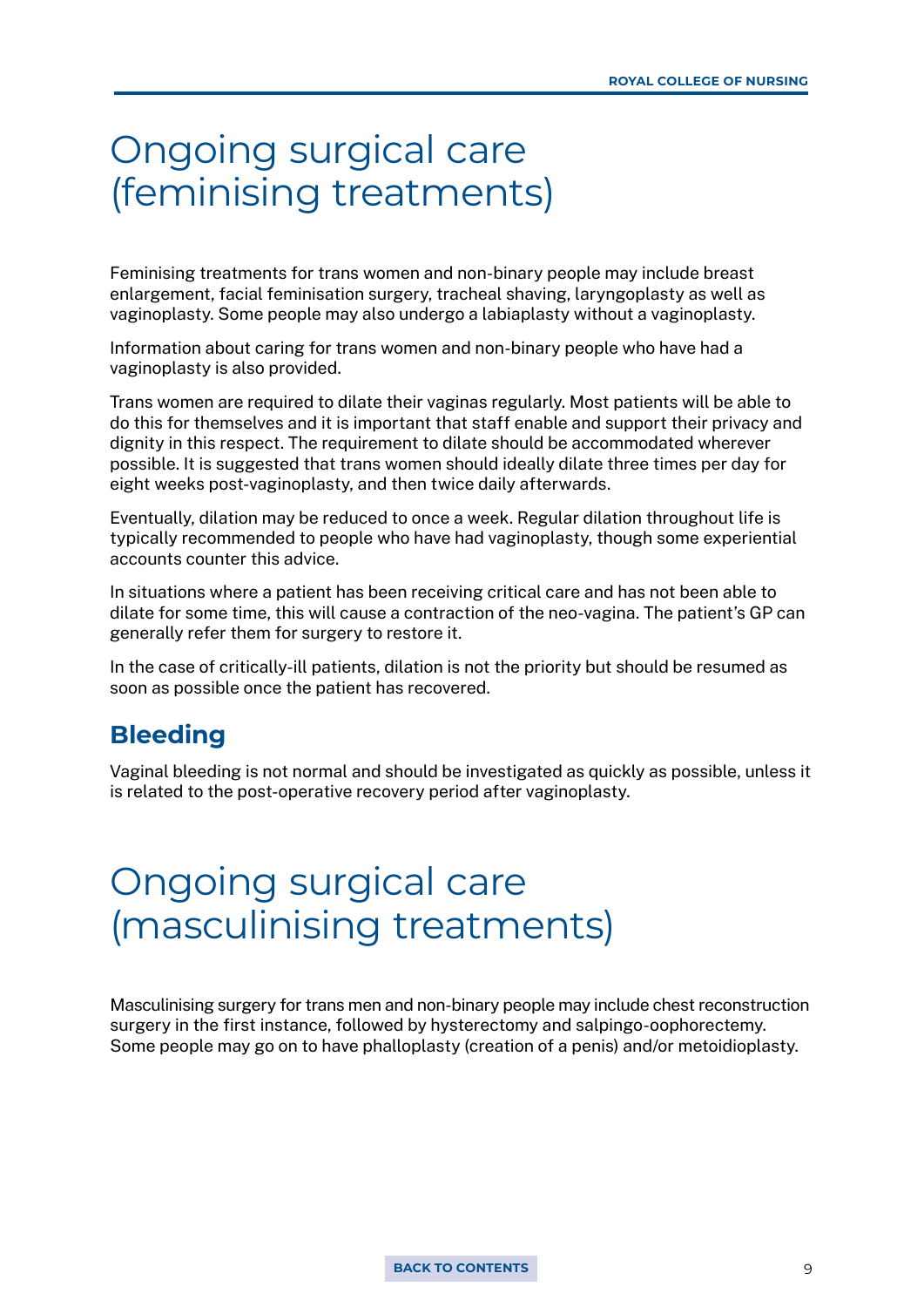# Ongoing surgical care (feminising treatments)

Feminising treatments for trans women and non-binary people may include breast enlargement, facial feminisation surgery, tracheal shaving, laryngoplasty as well as vaginoplasty. Some people may also undergo a labiaplasty without a vaginoplasty.

Information about caring for trans women and non-binary people who have had a vaginoplasty is also provided.

Trans women are required to dilate their vaginas regularly. Most patients will be able to do this for themselves and it is important that staff enable and support their privacy and dignity in this respect. The requirement to dilate should be accommodated wherever possible. It is suggested that trans women should ideally dilate three times per day for eight weeks post-vaginoplasty, and then twice daily afterwards.

Eventually, dilation may be reduced to once a week. Regular dilation throughout life is typically recommended to people who have had vaginoplasty, though some experiential accounts counter this advice.

In situations where a patient has been receiving critical care and has not been able to dilate for some time, this will cause a contraction of the neo-vagina. The patient's GP can generally refer them for surgery to restore it.

In the case of critically-ill patients, dilation is not the priority but should be resumed as soon as possible once the patient has recovered.

## Bleeding

Vaginal bleeding is not normal and should be investigated as quickly as possible, unless it is related to the post-operative recovery period after vaginoplasty.

# Ongoing surgical care (masculinising treatments)

Masculinising surgery for trans men and non-binary people may include chest reconstruction surgery in the first instance, followed by hysterectomy and salpingo-oophorectemy. Some people may go on to have phalloplasty (creation of a penis) and/or metoidioplasty.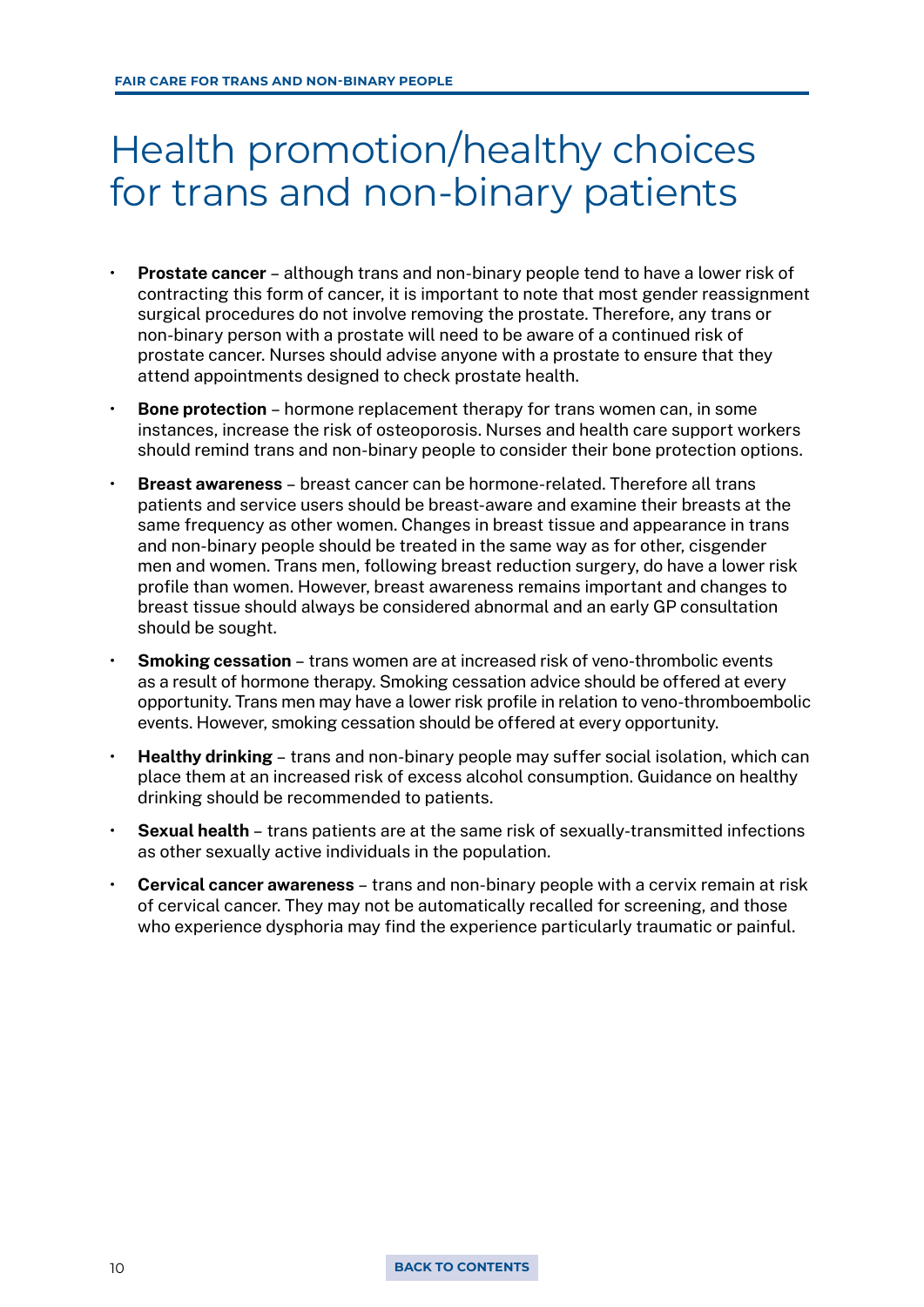# Health promotion/healthy choices for trans and non-binary patients

- **Prostate cancer** – although trans and non-binary people tend to have a lower risk of contracting this form of cancer, it is important to note that most gender reassignment surgical procedures do not involve removing the prostate. Therefore, any trans or non-binary person with a prostate will need to be aware of a continued risk of prostate cancer. Nurses should advise anyone with a prostate to ensure that they attend appointments designed to check prostate health.
- **Bone protection** – hormone replacement therapy for trans women can, in some instances, increase the risk of osteoporosis. Nurses and health care support workers should remind trans and non-binary people to consider their bone protection options.
- **Breast awareness** – breast cancer can be hormone-related. Therefore all trans patients and service users should be breast-aware and examine their breasts at the same frequency as other women. Changes in breast tissue and appearance in trans and non-binary people should be treated in the same way as for other, cisgender men and women. Trans men, following breast reduction surgery, do have a lower risk profile than women. However, breast awareness remains important and changes to breast tissue should always be considered abnormal and an early GP consultation should be sought.
- **Smoking cessation** – trans women are at increased risk of veno-thrombolic events as a result of hormone therapy. Smoking cessation advice should be offered at every opportunity. Trans men may have a lower risk profile in relation to veno-thromboembolic events. However, smoking cessation should be offered at every opportunity.
- **Healthy drinking** – trans and non-binary people may suffer social isolation, which can place them at an increased risk of excess alcohol consumption. Guidance on healthy drinking should be recommended to patients.
- **Sexual health** – trans patients are at the same risk of sexually-transmitted infections as other sexually active individuals in the population.
- **Cervical cancer awareness** – trans and non-binary people with a cervix remain at risk of cervical cancer. They may not be automatically recalled for screening, and those who experience dysphoria may find the experience particularly traumatic or painful.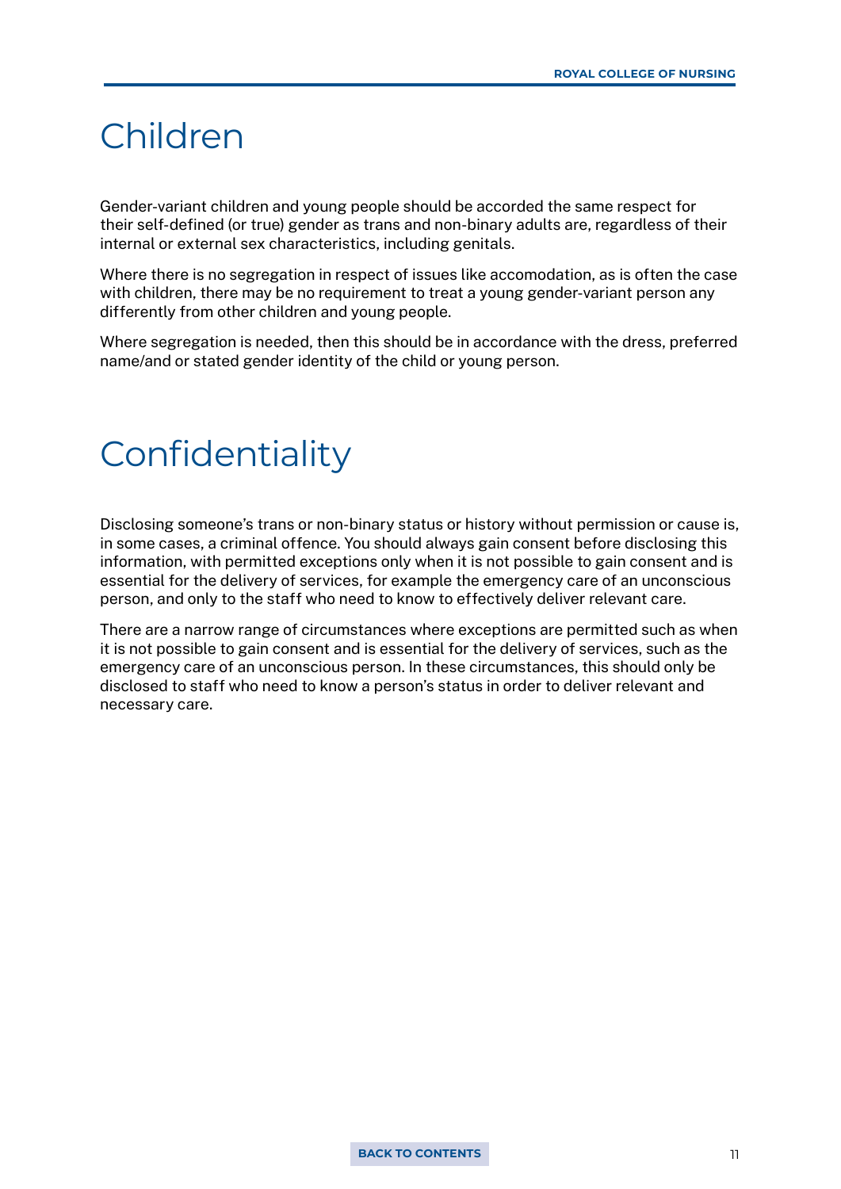# Children

Gender-variant children and young people should be accorded the same respect for their self-defined (or true) gender as trans and non-binary adults are, regardless of their internal or external sex characteristics, including genitals.

Where there is no segregation in respect of issues like accomodation, as is often the case with children, there may be no requirement to treat a young gender-variant person any differently from other children and young people.

Where segregation is needed, then this should be in accordance with the dress, preferred name/and or stated gender identity of the child or young person.

# Confidentiality

Disclosing someone's trans or non-binary status or history without permission or cause is, in some cases, a criminal offence. You should always gain consent before disclosing this information, with permitted exceptions only when it is not possible to gain consent and is essential for the delivery of services, for example the emergency care of an unconscious person, and only to the staff who need to know to effectively deliver relevant care.

There are a narrow range of circumstances where exceptions are permitted such as when it is not possible to gain consent and is essential for the delivery of services, such as the emergency care of an unconscious person. In these circumstances, this should only be disclosed to staff who need to know a person's status in order to deliver relevant and necessary care.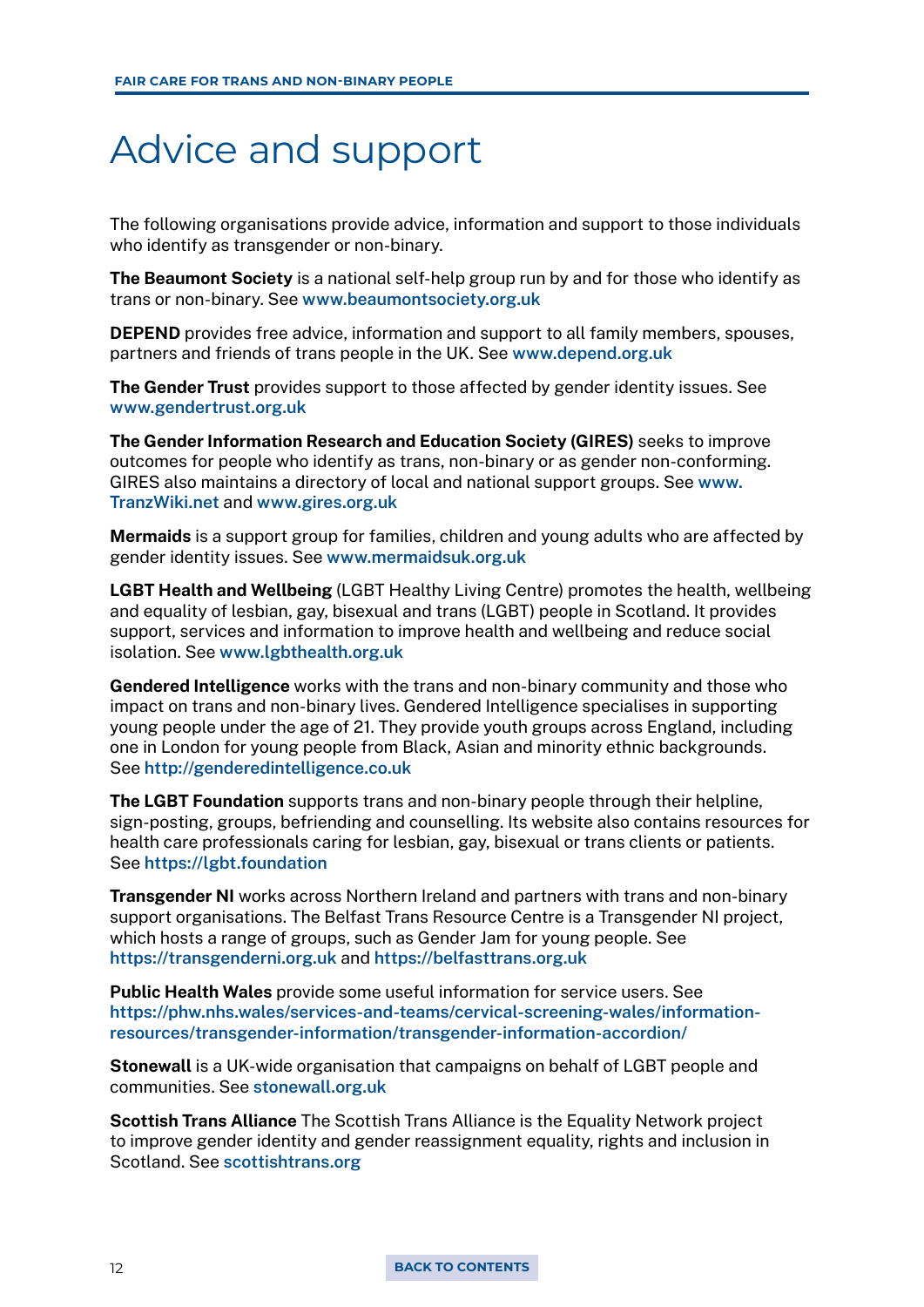# Advice and support

The following organisations provide advice, information and support to those individuals who identify as transgender or non-binary.

**The Beaumont Society** is a national self-help group run by and for those who identify as trans or non-binary. See www.beaumontsociety.org.uk

**DEPEND** provides free advice, information and support to all family members, spouses, partners and friends of trans people in the UK. See www.depend.org.uk

**The Gender Trust** provides support to those affected by gender identity issues. See www.gendertrust.org.uk

**The Gender Information Research and Education Society (GIRES)** seeks to improve outcomes for people who identify as trans, non-binary or as gender non-conforming. GIRES also maintains a directory of local and national support groups. See www.TranzWiki.net and www.gires.org.uk

**Mermaids** is a support group for families, children and young adults who are affected by gender identity issues. See www.mermaidsuk.org.uk

**LGBT Health and Wellbeing** (LGBT Healthy Living Centre) promotes the health, wellbeing and equality of lesbian, gay, bisexual and trans (LGBT) people in Scotland. It provides support, services and information to improve health and wellbeing and reduce social isolation. See www.lgbthealth.org.uk

**Gendered Intelligence** works with the trans and non-binary community and those who impact on trans and non-binary lives. Gendered Intelligence specialises in supporting young people under the age of 21. They provide youth groups across England, including one in London for young people from Black, Asian and minority ethnic backgrounds. See http://genderedintelligence.co.uk

**The LGBT Foundation** supports trans and non-binary people through their helpline, sign-posting, groups, befriending and counselling. Its website also contains resources for health care professionals caring for lesbian, gay, bisexual or trans clients or patients. See https://lgbt.foundation

**Transgender NI** works across Northern Ireland and partners with trans and non-binary support organisations. The Belfast Trans Resource Centre is a Transgender NI project, which hosts a range of groups, such as Gender Jam for young people. See https://transgenderni.org.uk and https://belfasttrans.org.uk

**Public Health Wales** provide some useful information for service users. See https://phw.nhs.wales/services-and-teams/cervical-screening-wales/information-resources/transgender-information/transgender-information-accordion/

**Stonewall** is a UK-wide organisation that campaigns on behalf of LGBT people and communities. See stonewall.org.uk

**Scottish Trans Alliance** The Scottish Trans Alliance is the Equality Network project to improve gender identity and gender reassignment equality, rights and inclusion in Scotland. See scottishtrans.org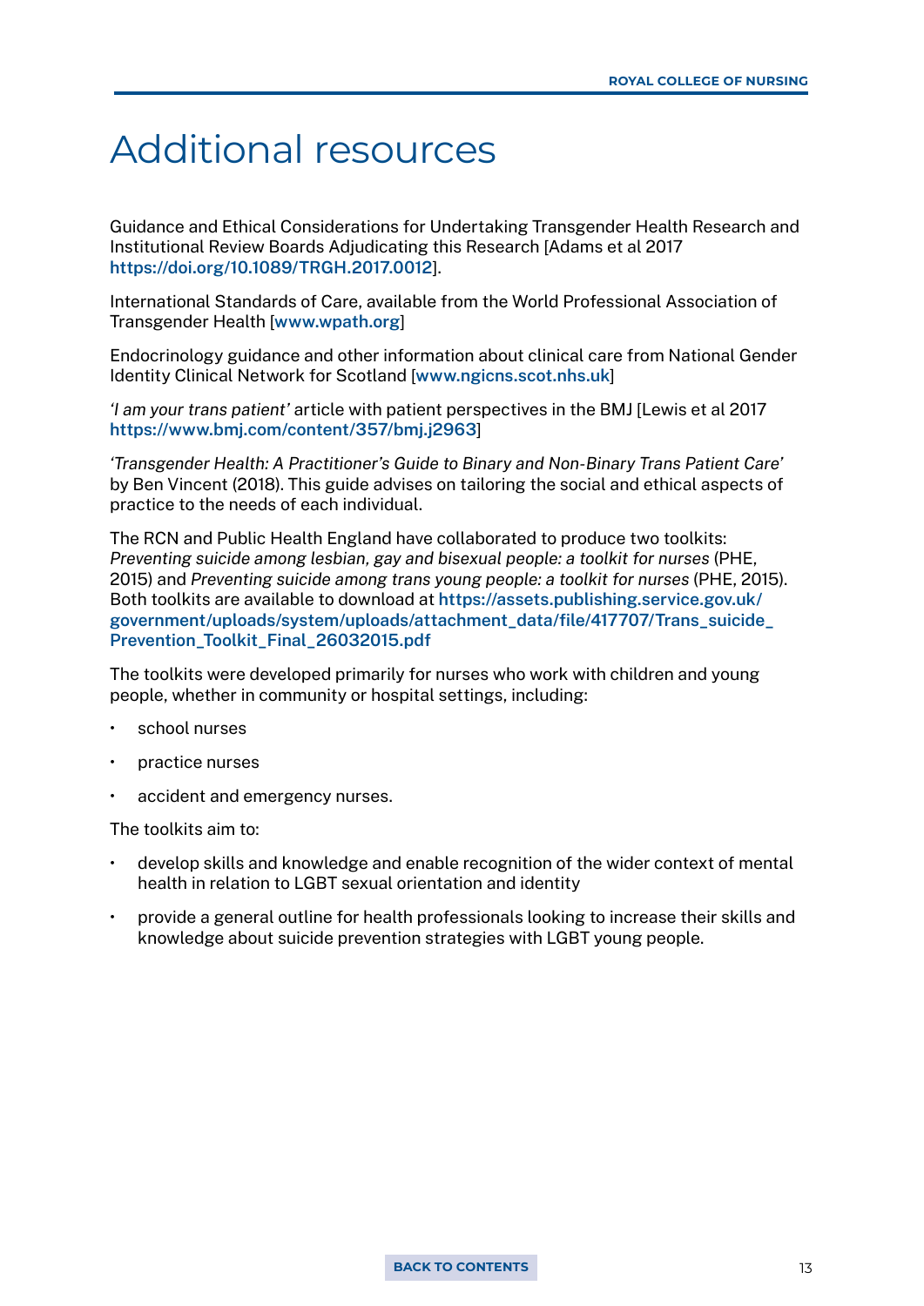# Additional resources

Guidance and Ethical Considerations for Undertaking Transgender Health Research and Institutional Review Boards Adjudicating this Research [Adams et al 2017 https://doi.org/10.1089/TRGH.2017.0012].

International Standards of Care, available from the World Professional Association of Transgender Health [www.wpath.org]

Endocrinology guidance and other information about clinical care from National Gender Identity Clinical Network for Scotland [www.ngicns.scot.nhs.uk]

*'I am your trans patient'* article with patient perspectives in the BMJ [Lewis et al 2017 https://www.bmj.com/content/357/bmj.j2963]

*'Transgender Health: A Practitioner's Guide to Binary and Non-Binary Trans Patient Care'* by Ben Vincent (2018). This guide advises on tailoring the social and ethical aspects of practice to the needs of each individual.

The RCN and Public Health England have collaborated to produce two toolkits: *Preventing suicide among lesbian, gay and bisexual people: a toolkit for nurses* (PHE, 2015) and *Preventing suicide among trans young people: a toolkit for nurses* (PHE, 2015). Both toolkits are available to download at https://assets.publishing.service.gov.uk/government/uploads/system/uploads/attachment_data/file/417707/Trans_suicide_Prevention_Toolkit_Final_26032015.pdf

The toolkits were developed primarily for nurses who work with children and young people, whether in community or hospital settings, including:

- school nurses
- practice nurses
- accident and emergency nurses.

The toolkits aim to:

- develop skills and knowledge and enable recognition of the wider context of mental health in relation to LGBT sexual orientation and identity
- provide a general outline for health professionals looking to increase their skills and knowledge about suicide prevention strategies with LGBT young people.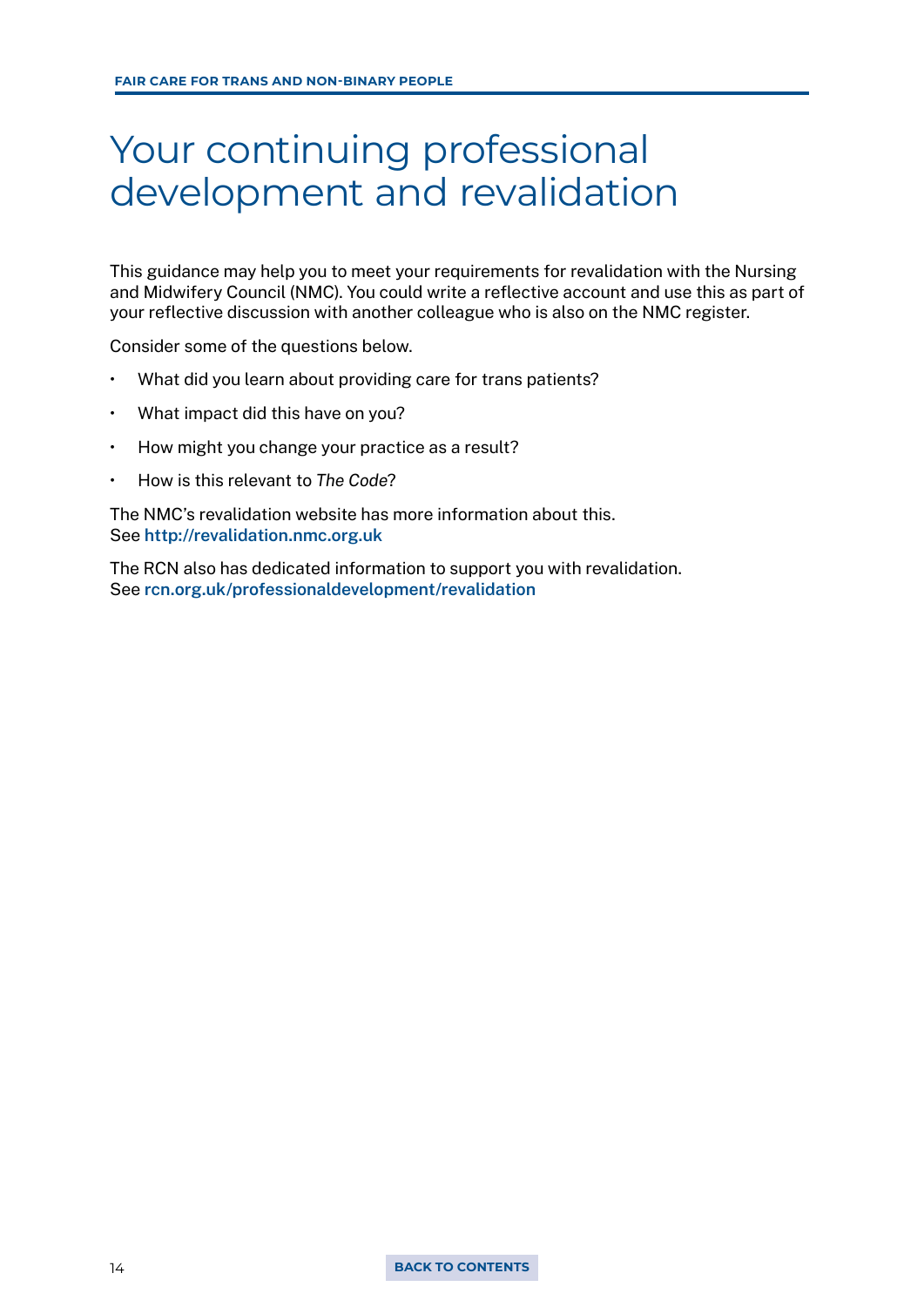# Your continuing professional development and revalidation

This guidance may help you to meet your requirements for revalidation with the Nursing and Midwifery Council (NMC). You could write a reflective account and use this as part of your reflective discussion with another colleague who is also on the NMC register.

Consider some of the questions below.

- What did you learn about providing care for trans patients?
- What impact did this have on you?
- How might you change your practice as a result?
- How is this relevant to *The Code*?

The NMC's revalidation website has more information about this. See **http://revalidation.nmc.org.uk**

The RCN also has dedicated information to support you with revalidation. See **rcn.org.uk/professionaldevelopment/revalidation**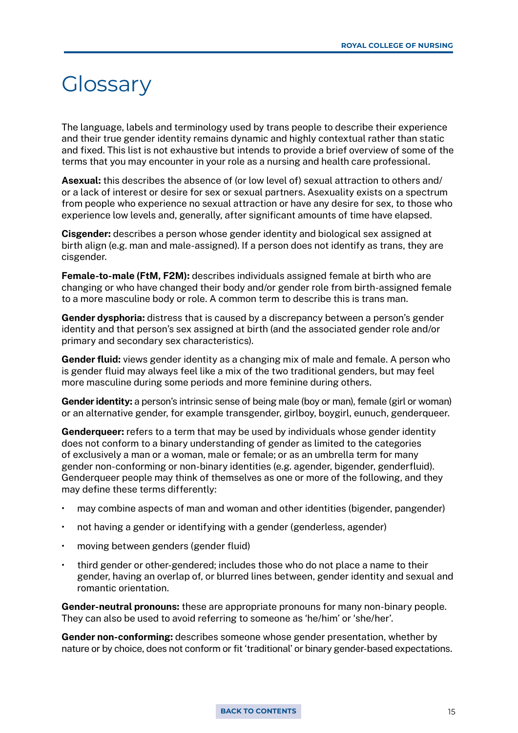# Glossary

The language, labels and terminology used by trans people to describe their experience and their true gender identity remains dynamic and highly contextual rather than static and fixed. This list is not exhaustive but intends to provide a brief overview of some of the terms that you may encounter in your role as a nursing and health care professional.

**Asexual:** this describes the absence of (or low level of) sexual attraction to others and/or a lack of interest or desire for sex or sexual partners. Asexuality exists on a spectrum from people who experience no sexual attraction or have any desire for sex, to those who experience low levels and, generally, after significant amounts of time have elapsed.

**Cisgender:** describes a person whose gender identity and biological sex assigned at birth align (e.g. man and male-assigned). If a person does not identify as trans, they are cisgender.

**Female-to-male (FtM, F2M):** describes individuals assigned female at birth who are changing or who have changed their body and/or gender role from birth-assigned female to a more masculine body or role. A common term to describe this is trans man.

**Gender dysphoria:** distress that is caused by a discrepancy between a person's gender identity and that person's sex assigned at birth (and the associated gender role and/or primary and secondary sex characteristics).

**Gender fluid:** views gender identity as a changing mix of male and female. A person who is gender fluid may always feel like a mix of the two traditional genders, but may feel more masculine during some periods and more feminine during others.

**Gender identity:** a person's intrinsic sense of being male (boy or man), female (girl or woman) or an alternative gender, for example transgender, girlboy, boygirl, eunuch, genderqueer.

**Genderqueer:** refers to a term that may be used by individuals whose gender identity does not conform to a binary understanding of gender as limited to the categories of exclusively a man or a woman, male or female; or as an umbrella term for many gender non-conforming or non-binary identities (e.g. agender, bigender, genderfluid). Genderqueer people may think of themselves as one or more of the following, and they may define these terms differently:

- may combine aspects of man and woman and other identities (bigender, pangender)
- not having a gender or identifying with a gender (genderless, agender)
- moving between genders (gender fluid)
- third gender or other-gendered; includes those who do not place a name to their gender, having an overlap of, or blurred lines between, gender identity and sexual and romantic orientation.

**Gender-neutral pronouns:** these are appropriate pronouns for many non-binary people. They can also be used to avoid referring to someone as 'he/him' or 'she/her'.

**Gender non-conforming:** describes someone whose gender presentation, whether by nature or by choice, does not conform or fit 'traditional' or binary gender-based expectations.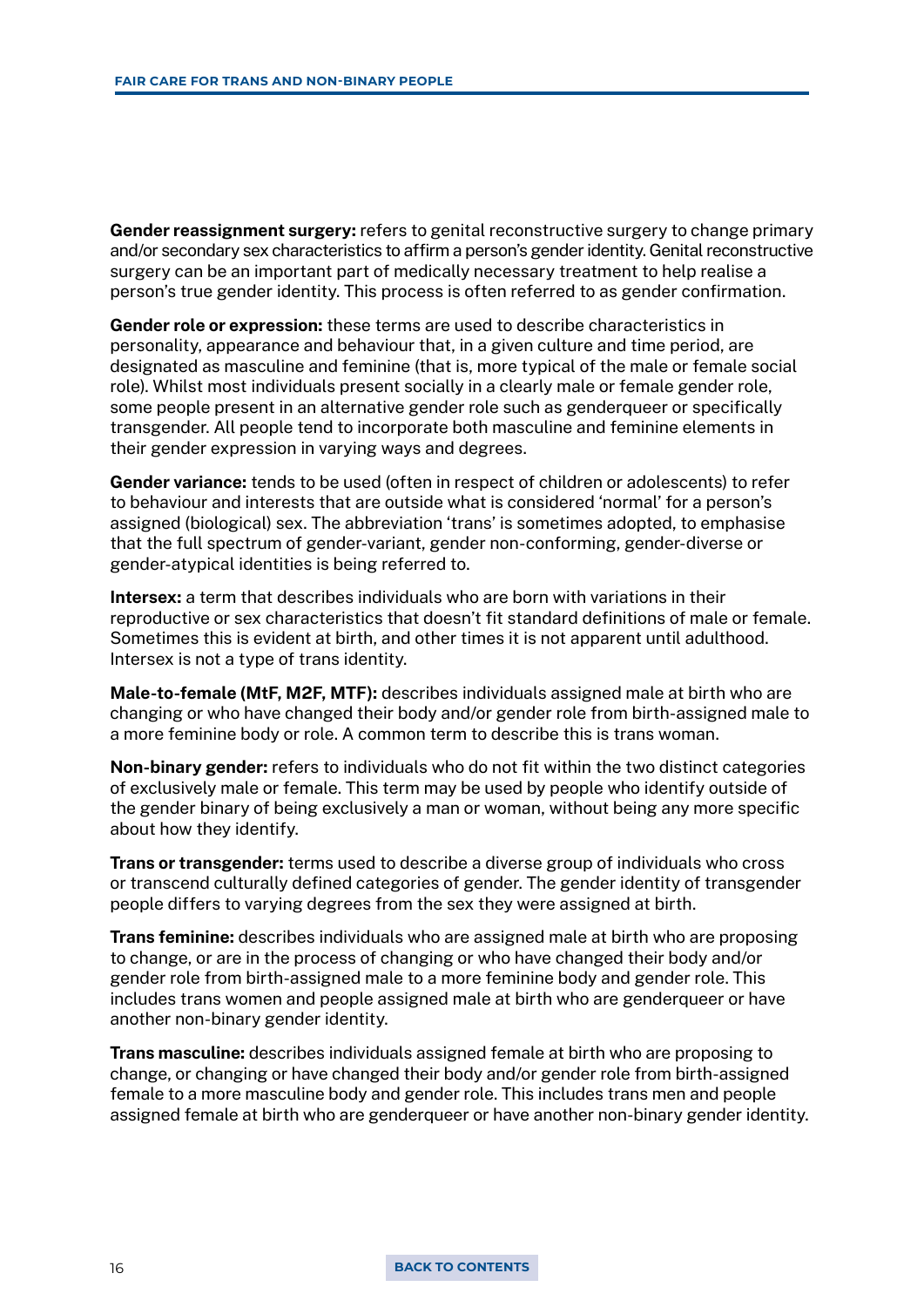**Gender reassignment surgery:** refers to genital reconstructive surgery to change primary and/or secondary sex characteristics to affirm a person's gender identity. Genital reconstructive surgery can be an important part of medically necessary treatment to help realise a person's true gender identity. This process is often referred to as gender confirmation.

**Gender role or expression:** these terms are used to describe characteristics in personality, appearance and behaviour that, in a given culture and time period, are designated as masculine and feminine (that is, more typical of the male or female social role). Whilst most individuals present socially in a clearly male or female gender role, some people present in an alternative gender role such as genderqueer or specifically transgender. All people tend to incorporate both masculine and feminine elements in their gender expression in varying ways and degrees.

**Gender variance:** tends to be used (often in respect of children or adolescents) to refer to behaviour and interests that are outside what is considered 'normal' for a person's assigned (biological) sex. The abbreviation 'trans' is sometimes adopted, to emphasise that the full spectrum of gender-variant, gender non-conforming, gender-diverse or gender-atypical identities is being referred to.

**Intersex:** a term that describes individuals who are born with variations in their reproductive or sex characteristics that doesn't fit standard definitions of male or female. Sometimes this is evident at birth, and other times it is not apparent until adulthood. Intersex is not a type of trans identity.

**Male-to-female (MtF, M2F, MTF):** describes individuals assigned male at birth who are changing or who have changed their body and/or gender role from birth-assigned male to a more feminine body or role. A common term to describe this is trans woman.

**Non-binary gender:** refers to individuals who do not fit within the two distinct categories of exclusively male or female. This term may be used by people who identify outside of the gender binary of being exclusively a man or woman, without being any more specific about how they identify.

**Trans or transgender:** terms used to describe a diverse group of individuals who cross or transcend culturally defined categories of gender. The gender identity of transgender people differs to varying degrees from the sex they were assigned at birth.

**Trans feminine:** describes individuals who are assigned male at birth who are proposing to change, or are in the process of changing or who have changed their body and/or gender role from birth-assigned male to a more feminine body and gender role. This includes trans women and people assigned male at birth who are genderqueer or have another non-binary gender identity.

**Trans masculine:** describes individuals assigned female at birth who are proposing to change, or changing or have changed their body and/or gender role from birth-assigned female to a more masculine body and gender role. This includes trans men and people assigned female at birth who are genderqueer or have another non-binary gender identity.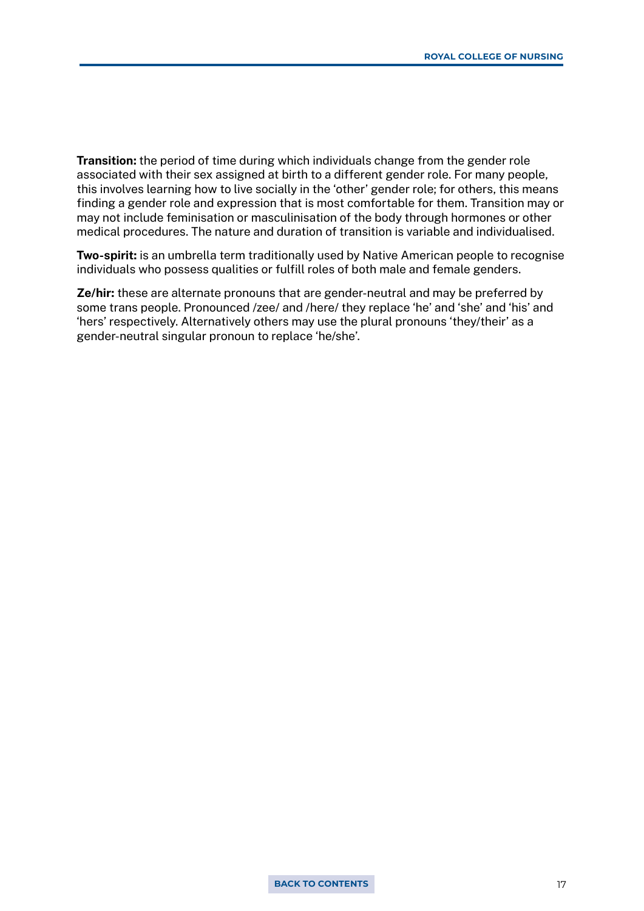**Transition:** the period of time during which individuals change from the gender role associated with their sex assigned at birth to a different gender role. For many people, this involves learning how to live socially in the 'other' gender role; for others, this means finding a gender role and expression that is most comfortable for them. Transition may or may not include feminisation or masculinisation of the body through hormones or other medical procedures. The nature and duration of transition is variable and individualised.

**Two-spirit:** is an umbrella term traditionally used by Native American people to recognise individuals who possess qualities or fulfill roles of both male and female genders.

**Ze/hir:** these are alternate pronouns that are gender-neutral and may be preferred by some trans people. Pronounced /zee/ and /here/ they replace 'he' and 'she' and 'his' and 'hers' respectively. Alternatively others may use the plural pronouns 'they/their' as a gender-neutral singular pronoun to replace 'he/she'.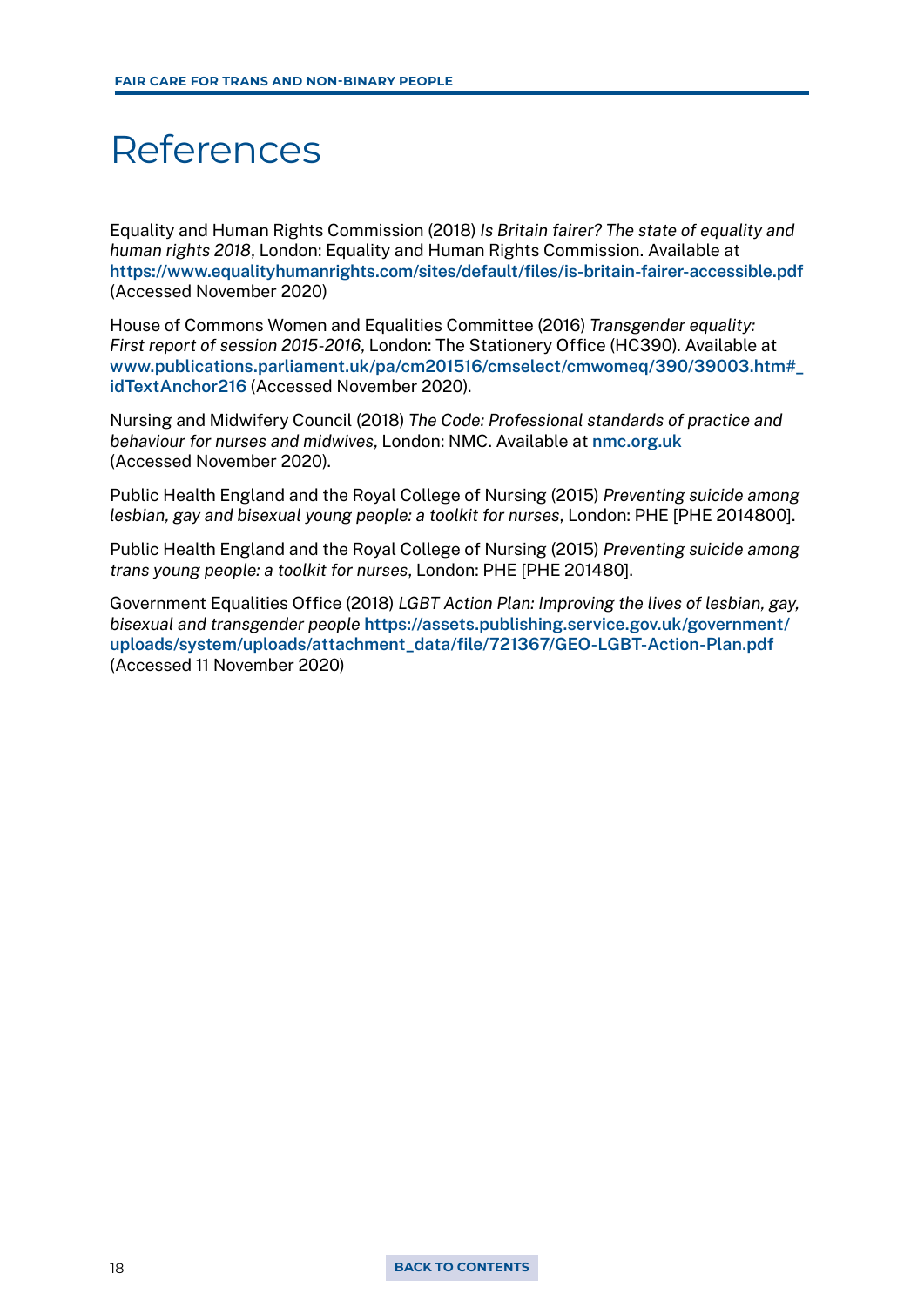# References

Equality and Human Rights Commission (2018) *Is Britain fairer? The state of equality and human rights 2018*, London: Equality and Human Rights Commission. Available at https://www.equalityhumanrights.com/sites/default/files/is-britain-fairer-accessible.pdf (Accessed November 2020)

House of Commons Women and Equalities Committee (2016) *Transgender equality: First report of session 2015-2016*, London: The Stationery Office (HC390). Available at www.publications.parliament.uk/pa/cm201516/cmselect/cmwomeq/390/39003.htm#_idTextAnchor216 (Accessed November 2020).

Nursing and Midwifery Council (2018) *The Code: Professional standards of practice and behaviour for nurses and midwives*, London: NMC. Available at nmc.org.uk (Accessed November 2020).

Public Health England and the Royal College of Nursing (2015) *Preventing suicide among lesbian, gay and bisexual young people: a toolkit for nurses*, London: PHE [PHE 2014800].

Public Health England and the Royal College of Nursing (2015) *Preventing suicide among trans young people: a toolkit for nurses*, London: PHE [PHE 201480].

Government Equalities Office (2018) *LGBT Action Plan: Improving the lives of lesbian, gay, bisexual and transgender people* https://assets.publishing.service.gov.uk/government/uploads/system/uploads/attachment_data/file/721367/GEO-LGBT-Action-Plan.pdf (Accessed 11 November 2020)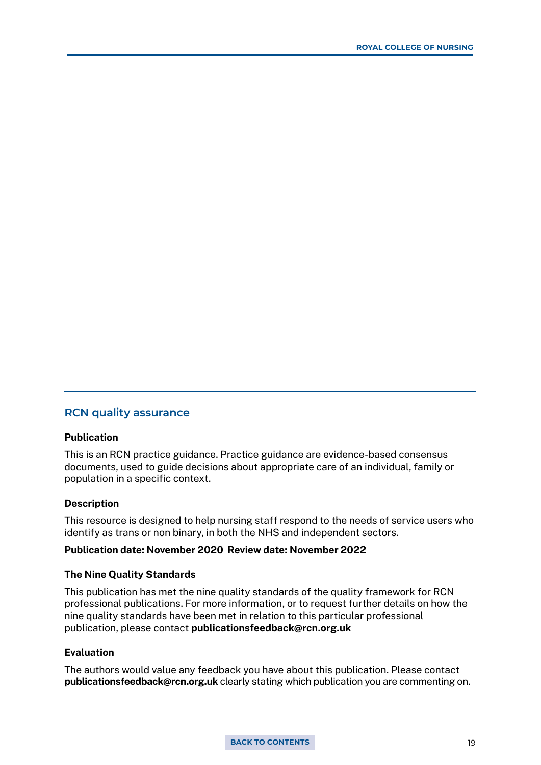## RCN quality assurance

### Publication

This is an RCN practice guidance. Practice guidance are evidence-based consensus documents, used to guide decisions about appropriate care of an individual, family or population in a specific context.

### Description

This resource is designed to help nursing staff respond to the needs of service users who identify as trans or non binary, in both the NHS and independent sectors.

**Publication date: November 2020  Review date: November 2022**

### The Nine Quality Standards

This publication has met the nine quality standards of the quality framework for RCN professional publications. For more information, or to request further details on how the nine quality standards have been met in relation to this particular professional publication, please contact **publicationsfeedback@rcn.org.uk**

### Evaluation

The authors would value any feedback you have about this publication. Please contact **publicationsfeedback@rcn.org.uk** clearly stating which publication you are commenting on.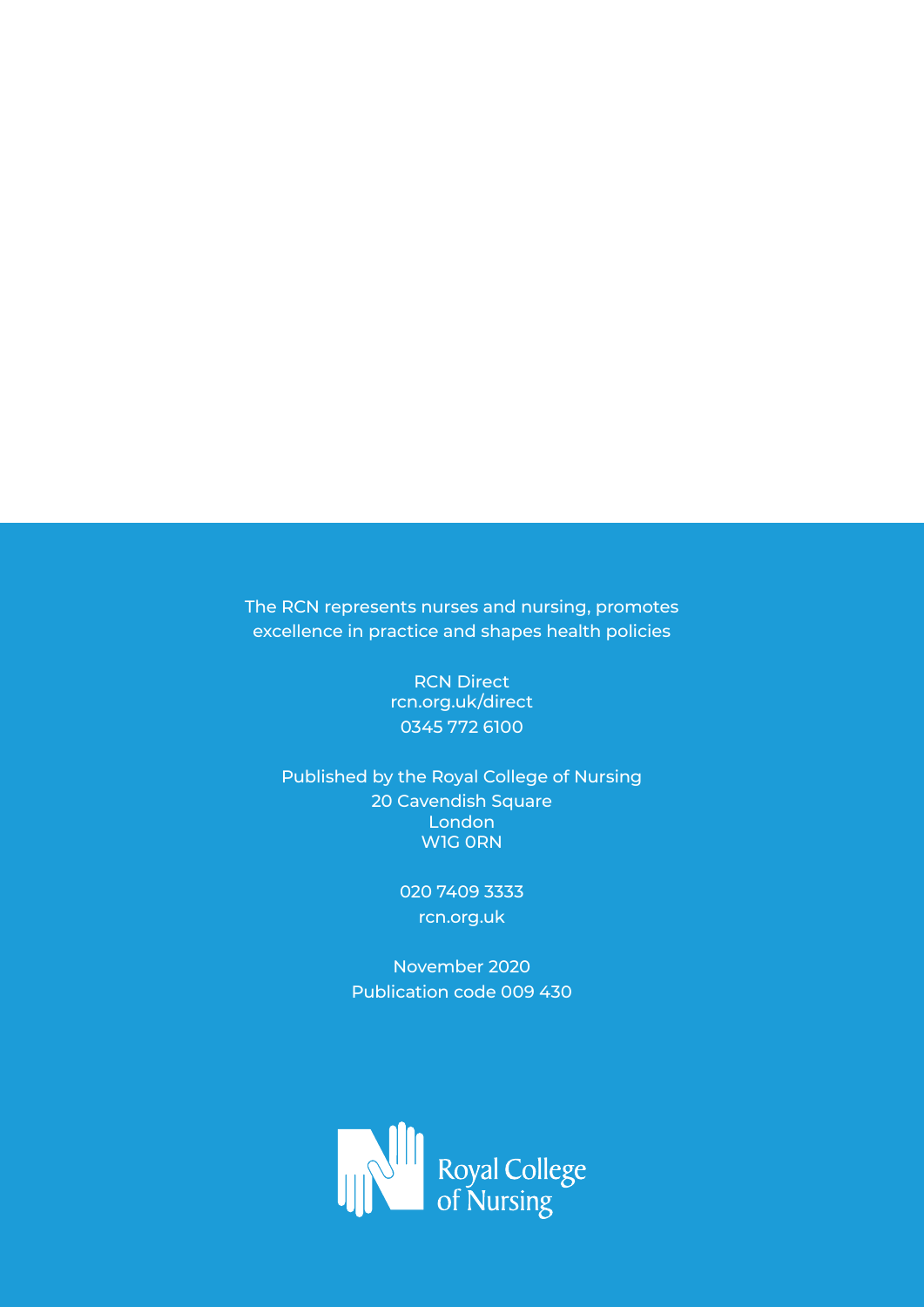The RCN represents nurses and nursing, promotes excellence in practice and shapes health policies

RCN Direct
rcn.org.uk/direct
0345 772 6100

Published by the Royal College of Nursing
20 Cavendish Square
London
W1G 0RN

020 7409 3333
rcn.org.uk

November 2020
Publication code 009 430

Royal College of Nursing